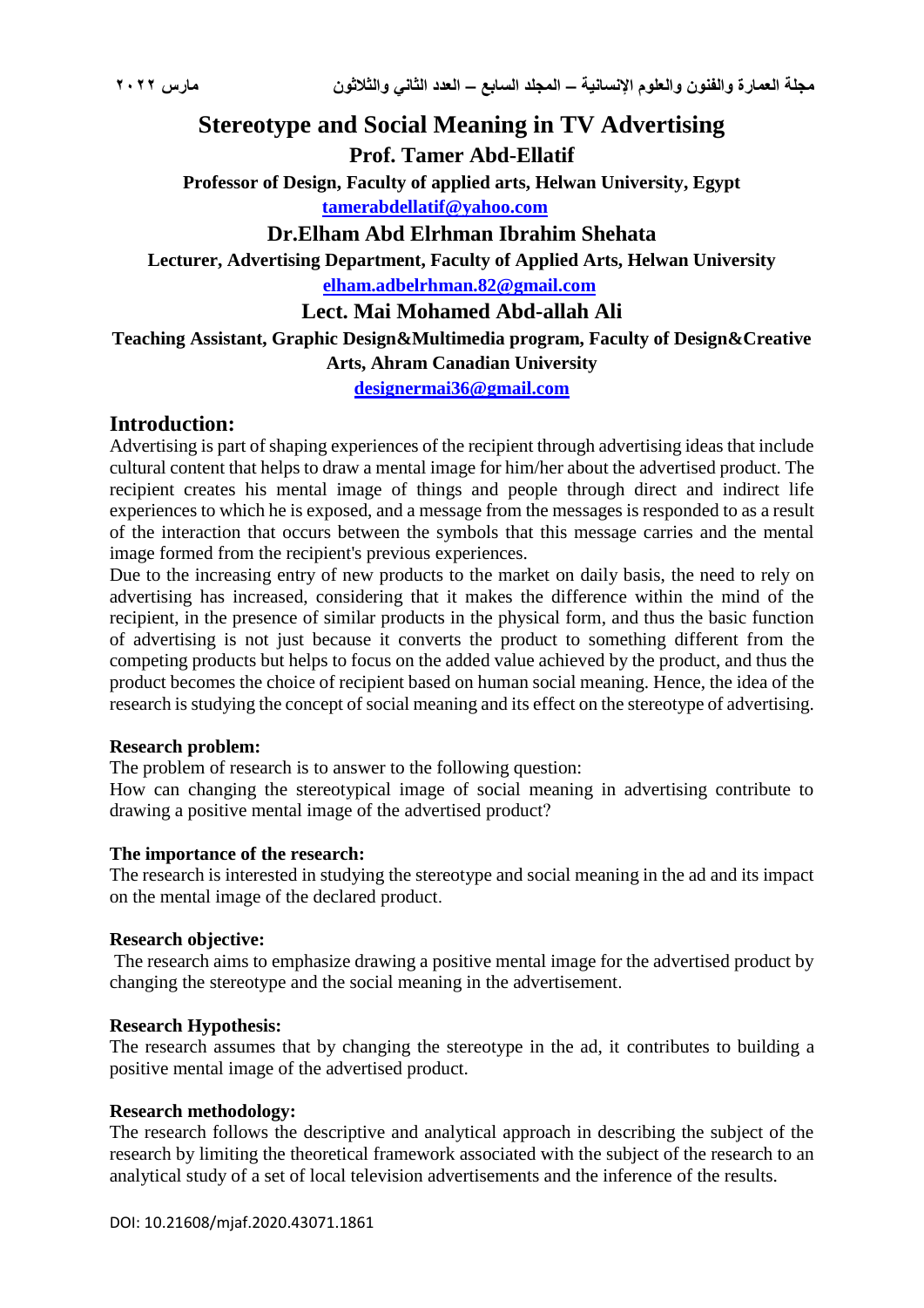# Stereotype and Social Meaning in TV Advertising

**Prof. Tamer Abd-Ellatif**

**Professor of Design, Faculty of applied arts, Helwan University, Egypt**

**tamerabdellatif@yahoo.com**

**Dr.Elham Abd Elrhman Ibrahim Shehata**

**Lecturer, Advertising Department, Faculty of Applied Arts, Helwan University**

**elham.adbelrhman.82@gmail.com**

**Lect. Mai Mohamed Abd-allah Ali**

**Teaching Assistant, Graphic Design&Multimedia program, Faculty of Design&Creative Arts, Ahram Canadian University**

**designermai36@gmail.com**

## Introduction:

Advertising is part of shaping experiences of the recipient through advertising ideas that include cultural content that helps to draw a mental image for him/her about the advertised product. The recipient creates his mental image of things and people through direct and indirect life experiences to which he is exposed, and a message from the messages is responded to as a result of the interaction that occurs between the symbols that this message carries and the mental image formed from the recipient's previous experiences.

Due to the increasing entry of new products to the market on daily basis, the need to rely on advertising has increased, considering that it makes the difference within the mind of the recipient, in the presence of similar products in the physical form, and thus the basic function of advertising is not just because it converts the product to something different from the competing products but helps to focus on the added value achieved by the product, and thus the product becomes the choice of recipient based on human social meaning. Hence, the idea of the research is studying the concept of social meaning and its effect on the stereotype of advertising.

**Research problem:**

The problem of research is to answer to the following question:

How can changing the stereotypical image of social meaning in advertising contribute to drawing a positive mental image of the advertised product?

**The importance of the research:**

The research is interested in studying the stereotype and social meaning in the ad and its impact on the mental image of the declared product.

**Research objective:**

The research aims to emphasize drawing a positive mental image for the advertised product by changing the stereotype and the social meaning in the advertisement.

**Research Hypothesis:**

The research assumes that by changing the stereotype in the ad, it contributes to building a positive mental image of the advertised product.

**Research methodology:**

The research follows the descriptive and analytical approach in describing the subject of the research by limiting the theoretical framework associated with the subject of the research to an analytical study of a set of local television advertisements and the inference of the results.

DOI: 10.21608/mjaf.2020.43071.1861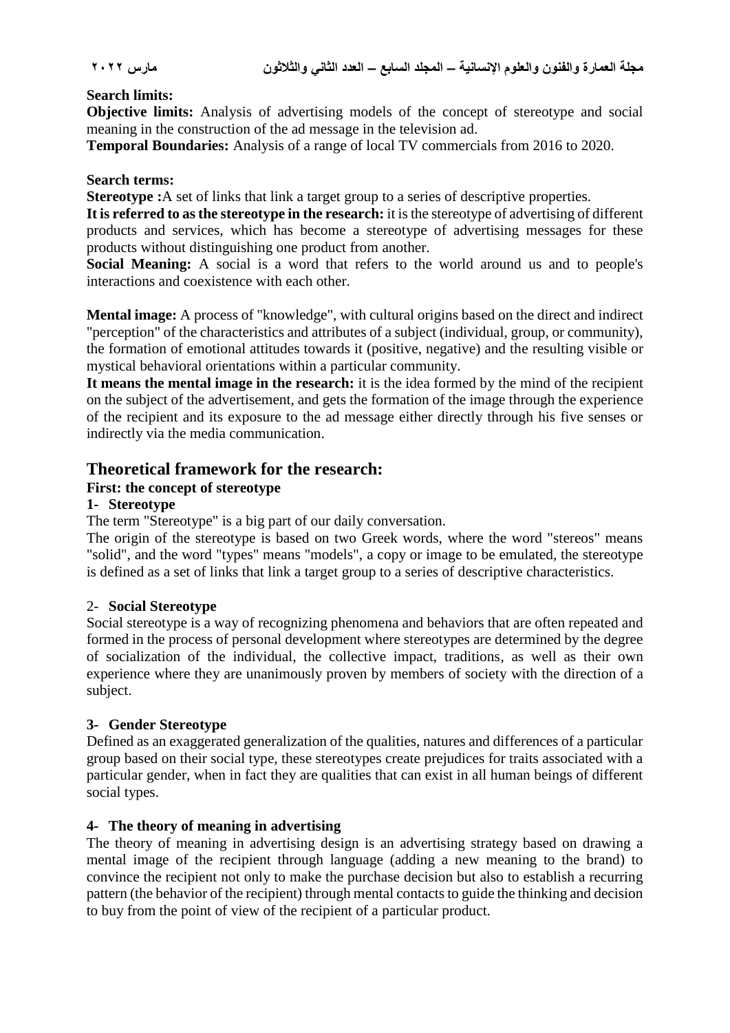**Search limits:**

**Objective limits:** Analysis of advertising models of the concept of stereotype and social meaning in the construction of the ad message in the television ad.

**Temporal Boundaries:** Analysis of a range of local TV commercials from 2016 to 2020.

**Search terms:**

**Stereotype :**A set of links that link a target group to a series of descriptive properties.

**It is referred to as the stereotype in the research:** it is the stereotype of advertising of different products and services, which has become a stereotype of advertising messages for these products without distinguishing one product from another.

**Social Meaning:** A social is a word that refers to the world around us and to people's interactions and coexistence with each other.

**Mental image:** A process of "knowledge", with cultural origins based on the direct and indirect "perception" of the characteristics and attributes of a subject (individual, group, or community), the formation of emotional attitudes towards it (positive, negative) and the resulting visible or mystical behavioral orientations within a particular community.

**It means the mental image in the research:** it is the idea formed by the mind of the recipient on the subject of the advertisement, and gets the formation of the image through the experience of the recipient and its exposure to the ad message either directly through his five senses or indirectly via the media communication.

## Theoretical framework for the research:

### First: the concept of stereotype

#### 1- Stereotype

The term "Stereotype" is a big part of our daily conversation.

The origin of the stereotype is based on two Greek words, where the word "stereos" means "solid", and the word "types" means "models", a copy or image to be emulated, the stereotype is defined as a set of links that link a target group to a series of descriptive characteristics.

#### 2- Social Stereotype

Social stereotype is a way of recognizing phenomena and behaviors that are often repeated and formed in the process of personal development where stereotypes are determined by the degree of socialization of the individual, the collective impact, traditions, as well as their own experience where they are unanimously proven by members of society with the direction of a subject.

#### 3- Gender Stereotype

Defined as an exaggerated generalization of the qualities, natures and differences of a particular group based on their social type, these stereotypes create prejudices for traits associated with a particular gender, when in fact they are qualities that can exist in all human beings of different social types.

#### 4- The theory of meaning in advertising

The theory of meaning in advertising design is an advertising strategy based on drawing a mental image of the recipient through language (adding a new meaning to the brand) to convince the recipient not only to make the purchase decision but also to establish a recurring pattern (the behavior of the recipient) through mental contacts to guide the thinking and decision to buy from the point of view of the recipient of a particular product.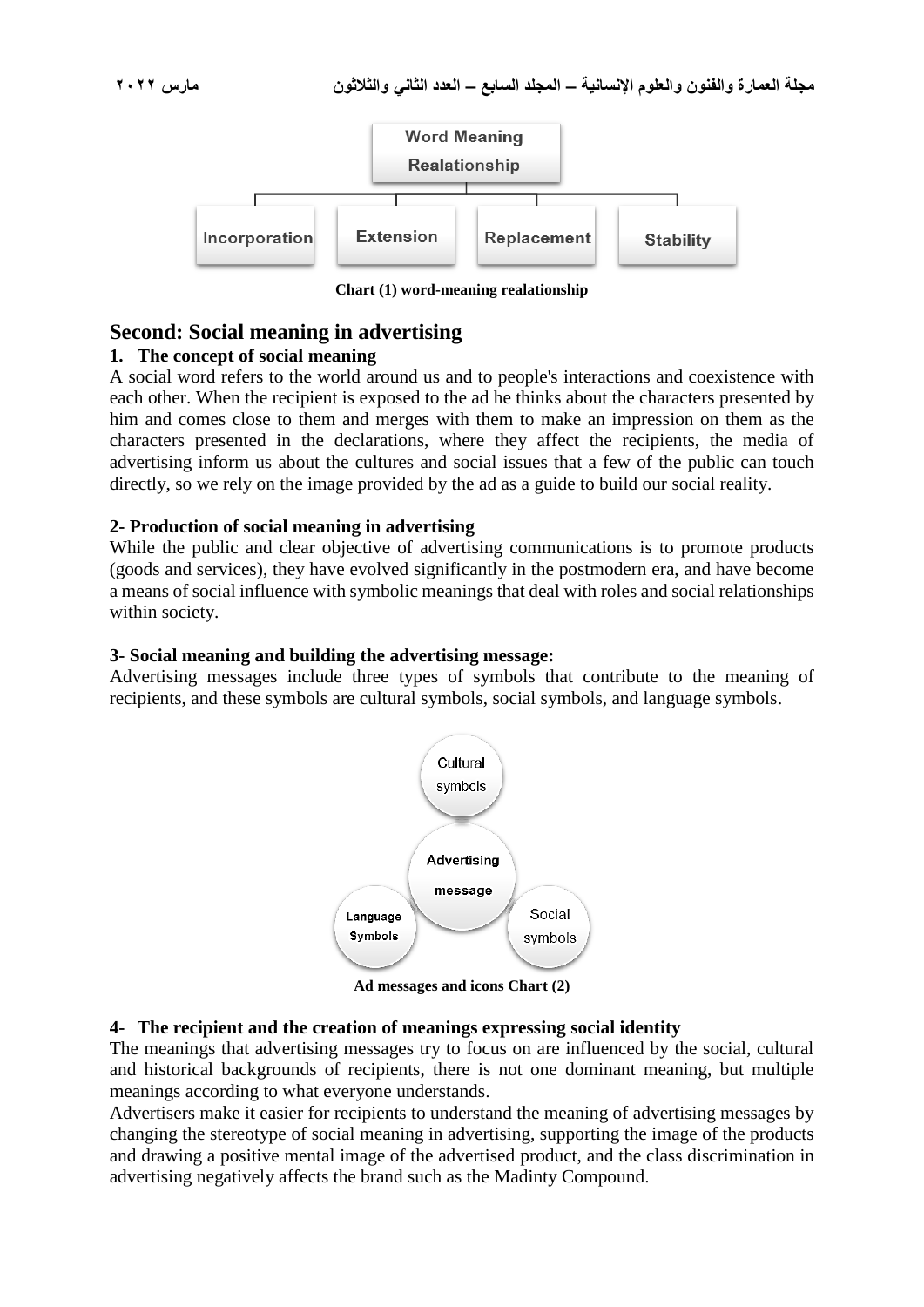Word Meaning Realationship

- Incorporation
- Extension
- Replacement
- Stability

**Chart (1) word-meaning realationship**

## Second: Social meaning in advertising

### 1. The concept of social meaning

A social word refers to the world around us and to people's interactions and coexistence with each other. When the recipient is exposed to the ad he thinks about the characters presented by him and comes close to them and merges with them to make an impression on them as the characters presented in the declarations, where they affect the recipients, the media of advertising inform us about the cultures and social issues that a few of the public can touch directly, so we rely on the image provided by the ad as a guide to build our social reality.

### 2- Production of social meaning in advertising

While the public and clear objective of advertising communications is to promote products (goods and services), they have evolved significantly in the postmodern era, and have become a means of social influence with symbolic meanings that deal with roles and social relationships within society.

### 3- Social meaning and building the advertising message:

Advertising messages include three types of symbols that contribute to the meaning of recipients, and these symbols are cultural symbols, social symbols, and language symbols.

- Advertising message
  - Cultural symbols
  - Social symbols
  - Language Symbols

**Ad messages and icons Chart (2)**

### 4- The recipient and the creation of meanings expressing social identity

The meanings that advertising messages try to focus on are influenced by the social, cultural and historical backgrounds of recipients, there is not one dominant meaning, but multiple meanings according to what everyone understands.

Advertisers make it easier for recipients to understand the meaning of advertising messages by changing the stereotype of social meaning in advertising, supporting the image of the products and drawing a positive mental image of the advertised product, and the class discrimination in advertising negatively affects the brand such as the Madinty Compound.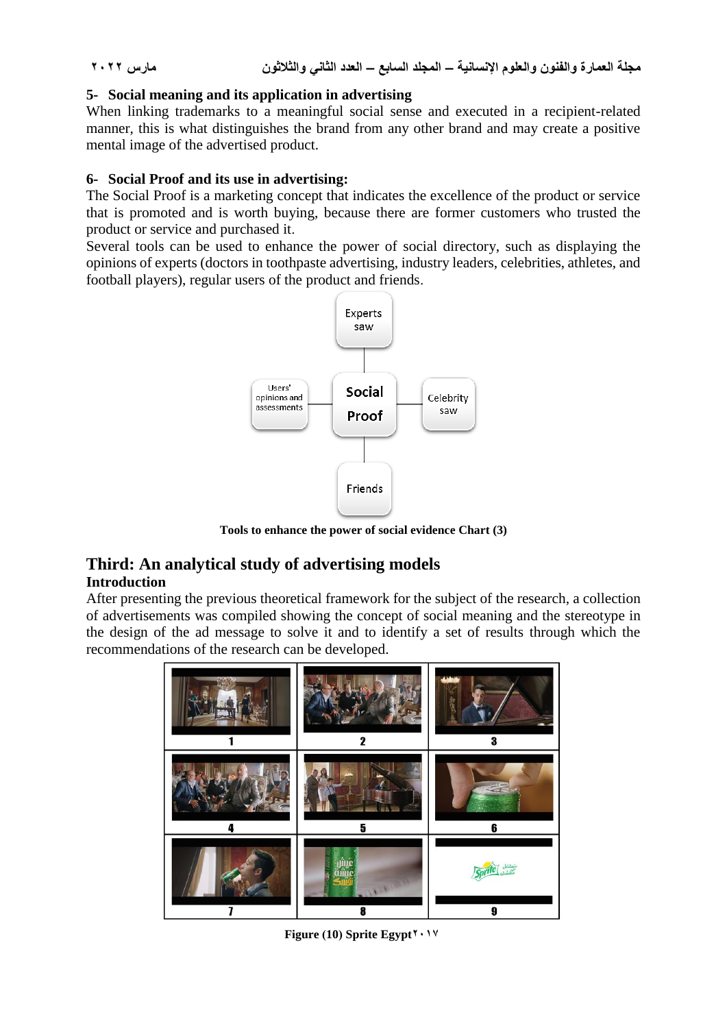### 5- Social meaning and its application in advertising

When linking trademarks to a meaningful social sense and executed in a recipient-related manner, this is what distinguishes the brand from any other brand and may create a positive mental image of the advertised product.

### 6- Social Proof and its use in advertising:

The Social Proof is a marketing concept that indicates the excellence of the product or service that is promoted and is worth buying, because there are former customers who trusted the product or service and purchased it.

Several tools can be used to enhance the power of social directory, such as displaying the opinions of experts (doctors in toothpaste advertising, industry leaders, celebrities, athletes, and football players), regular users of the product and friends.

Experts saw

Users' opinions and assessments

Social Proof

Celebrity saw

Friends

**Tools to enhance the power of social evidence Chart (3)**

## Third: An analytical study of advertising models

### Introduction

After presenting the previous theoretical framework for the subject of the research, a collection of advertisements was compiled showing the concept of social meaning and the stereotype in the design of the ad message to solve it and to identify a set of results through which the recommendations of the research can be developed.

| 1 | 2 | 3 |
|---|---|---|
| 4 | 5 | 6 |
| 7 | 8 | 9 |

**Figure (10) Sprite Egypt٢٠١٧**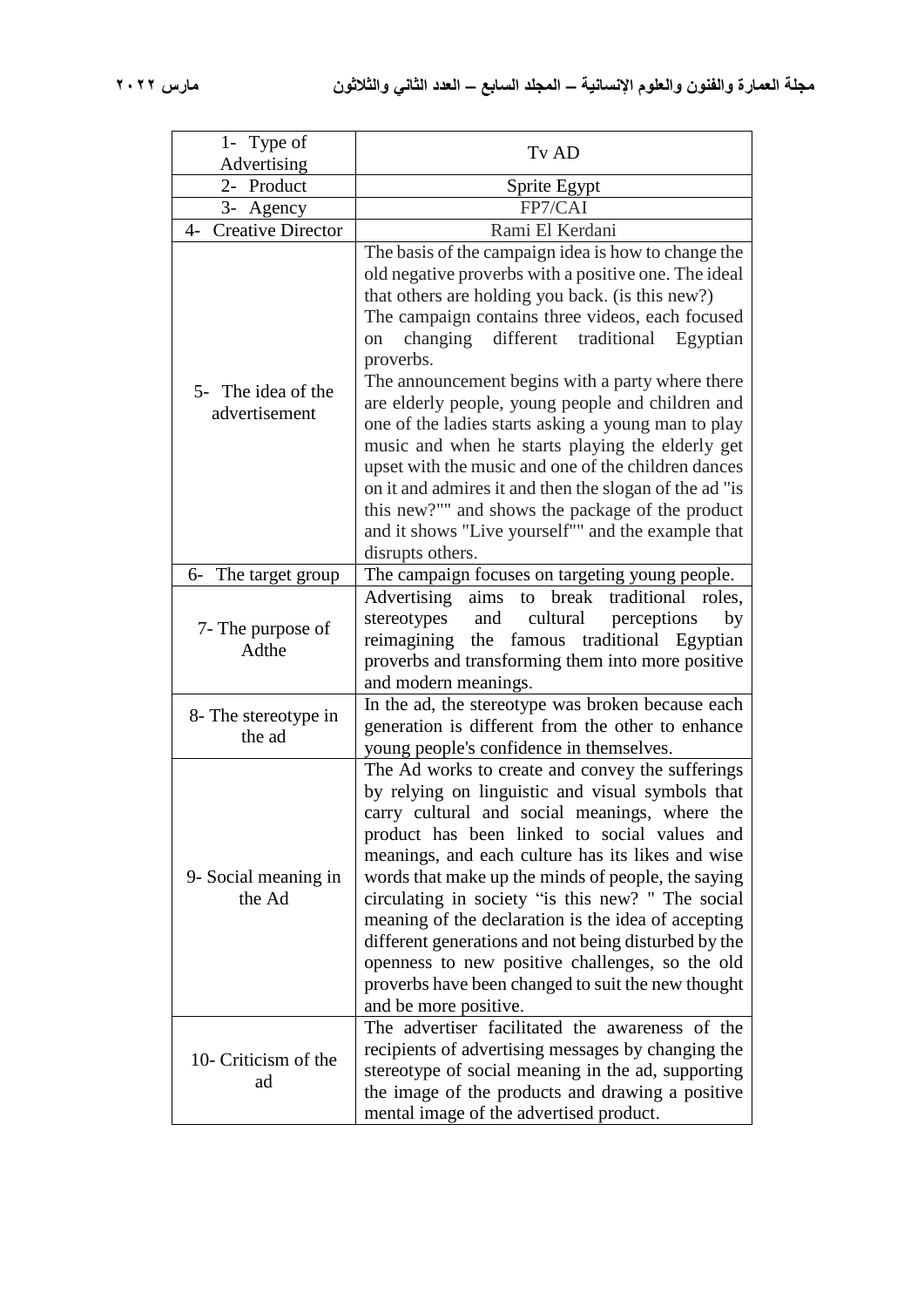| 1- Type of Advertising | Tv AD |
|---|---|
| 2- Product | Sprite Egypt |
| 3- Agency | FP7/CAI |
| 4- Creative Director | Rami El Kerdani |
| 5- The idea of the advertisement | The basis of the campaign idea is how to change the old negative proverbs with a positive one. The ideal that others are holding you back. (is this new?) The campaign contains three videos, each focused on changing different traditional Egyptian proverbs. The announcement begins with a party where there are elderly people, young people and children and one of the ladies starts asking a young man to play music and when he starts playing the elderly get upset with the music and one of the children dances on it and admires it and then the slogan of the ad "is this new?"" and shows the package of the product and it shows "Live yourself"" and the example that disrupts others. |
| 6- The target group | The campaign focuses on targeting young people. |
| 7- The purpose of Adthe | Advertising aims to break traditional roles, stereotypes and cultural perceptions by reimagining the famous traditional Egyptian proverbs and transforming them into more positive and modern meanings. |
| 8- The stereotype in the ad | In the ad, the stereotype was broken because each generation is different from the other to enhance young people's confidence in themselves. |
| 9- Social meaning in the Ad | The Ad works to create and convey the sufferings by relying on linguistic and visual symbols that carry cultural and social meanings, where the product has been linked to social values and meanings, and each culture has its likes and wise words that make up the minds of people, the saying circulating in society "is this new? " The social meaning of the declaration is the idea of accepting different generations and not being disturbed by the openness to new positive challenges, so the old proverbs have been changed to suit the new thought and be more positive. |
| 10- Criticism of the ad | The advertiser facilitated the awareness of the recipients of advertising messages by changing the stereotype of social meaning in the ad, supporting the image of the products and drawing a positive mental image of the advertised product. |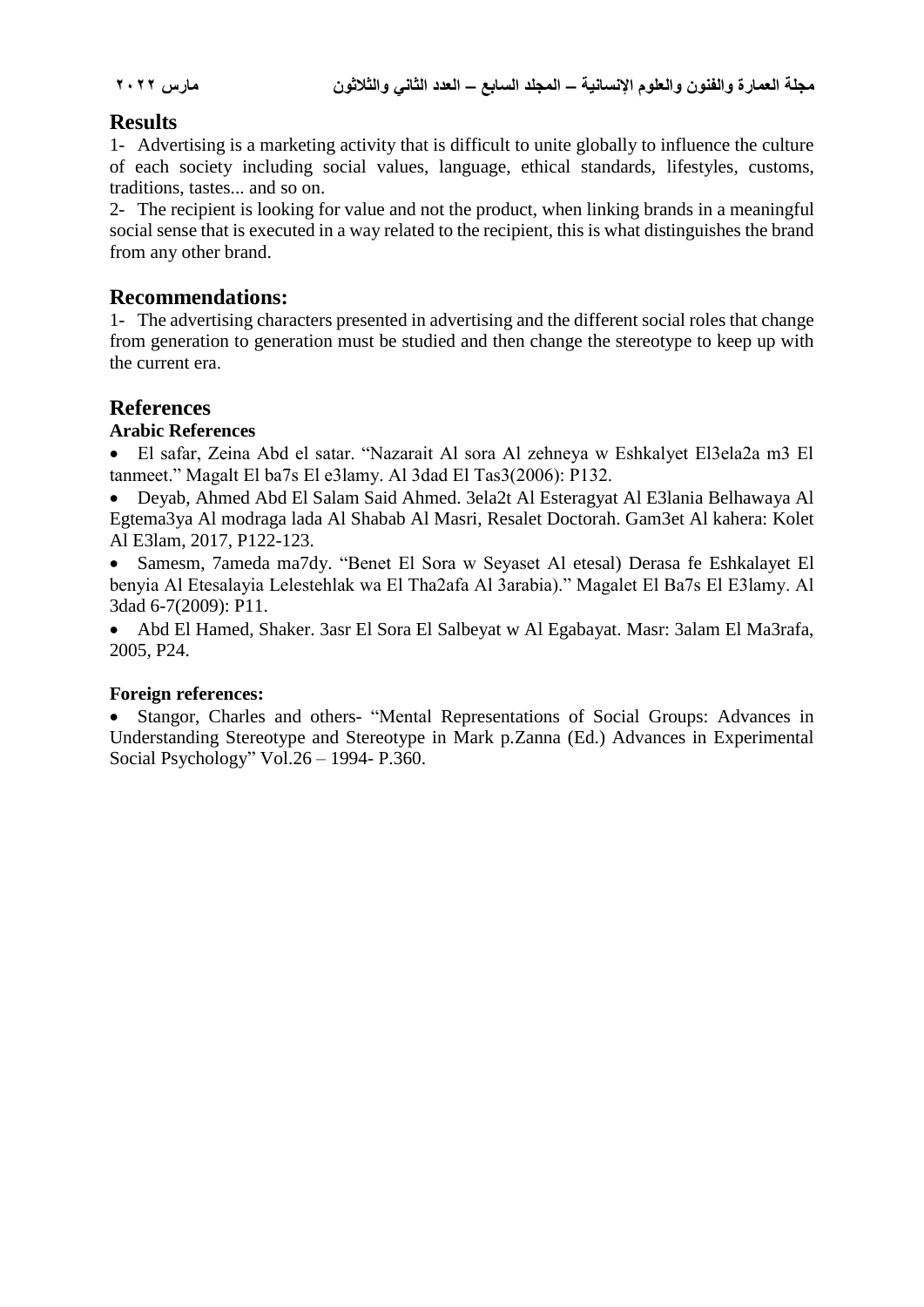## Results

1- Advertising is a marketing activity that is difficult to unite globally to influence the culture of each society including social values, language, ethical standards, lifestyles, customs, traditions, tastes... and so on.

2- The recipient is looking for value and not the product, when linking brands in a meaningful social sense that is executed in a way related to the recipient, this is what distinguishes the brand from any other brand.

## Recommendations:

1- The advertising characters presented in advertising and the different social roles that change from generation to generation must be studied and then change the stereotype to keep up with the current era.

## References

### Arabic References

- El safar, Zeina Abd el satar. "Nazarait Al sora Al zehneya w Eshkalyet El3ela2a m3 El tanmeet." Magalt El ba7s El e3lamy. Al 3dad El Tas3(2006): P132.
- Deyab, Ahmed Abd El Salam Said Ahmed. 3ela2t Al Esteragyat Al E3lania Belhawaya Al Egtema3ya Al modraga lada Al Shabab Al Masri, Resalet Doctorah. Gam3et Al kahera: Kolet Al E3lam, 2017, P122-123.
- Samesm, 7ameda ma7dy. "Benet El Sora w Seyaset Al etesal) Derasa fe Eshkalayet El benyia Al Etesalayia Lelestehlak wa El Tha2afa Al 3arabia)." Magalet El Ba7s El E3lamy. Al 3dad 6-7(2009): P11.
- Abd El Hamed, Shaker. 3asr El Sora El Salbeyat w Al Egabayat. Masr: 3alam El Ma3rafa, 2005, P24.

### Foreign references:

- Stangor, Charles and others- "Mental Representations of Social Groups: Advances in Understanding Stereotype and Stereotype in Mark p.Zanna (Ed.) Advances in Experimental Social Psychology" Vol.26 – 1994- P.360.